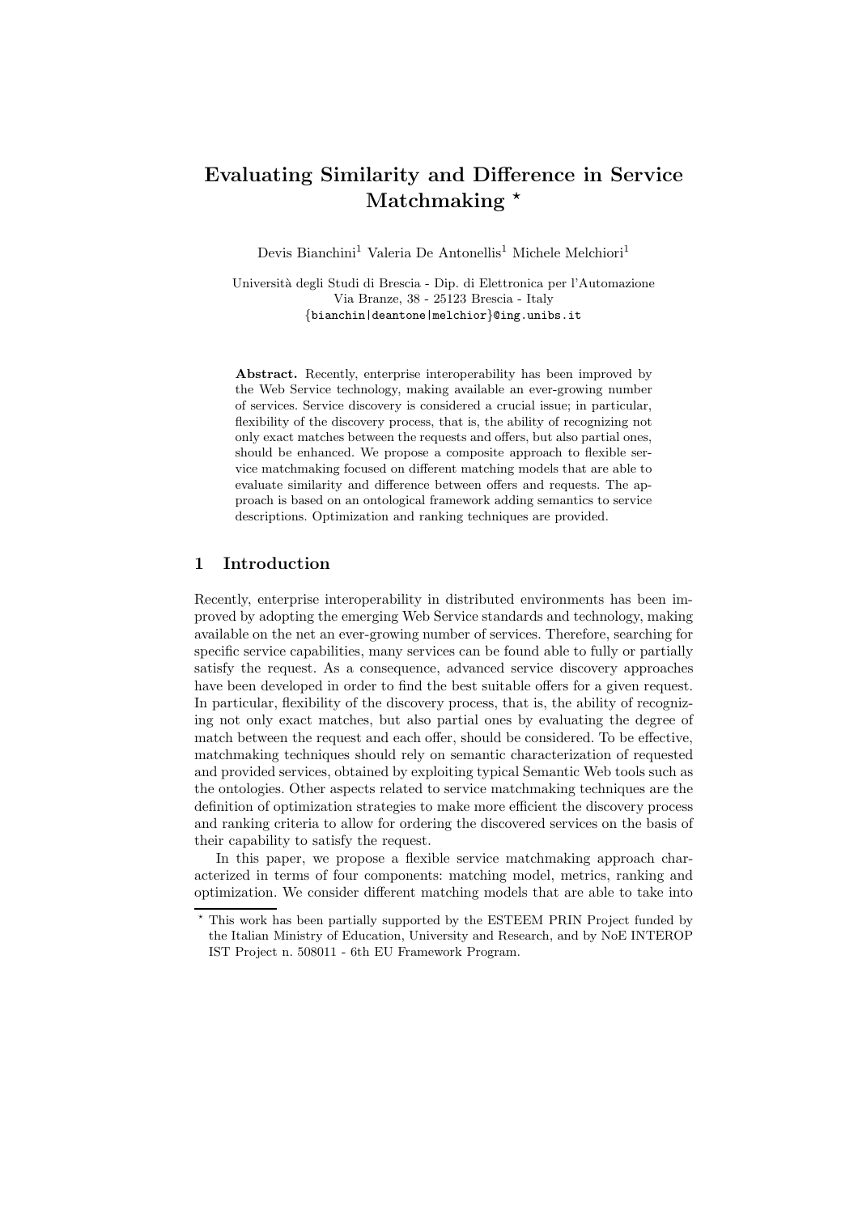# Evaluating Similarity and Difference in Service Matchmaking *

Devis Bianchini[1] Valeria De Antonellis[1] Michele Melchiori[1]

Università degli Studi di Brescia - Dip. di Elettronica per l'Automazione
Via Branze, 38 - 25123 Brescia - Italy
{bianchin|deantone|melchior}@ing.unibs.it

**Abstract.** Recently, enterprise interoperability has been improved by the Web Service technology, making available an ever-growing number of services. Service discovery is considered a crucial issue; in particular, flexibility of the discovery process, that is, the ability of recognizing not only exact matches between the requests and offers, but also partial ones, should be enhanced. We propose a composite approach to flexible service matchmaking focused on different matching models that are able to evaluate similarity and difference between offers and requests. The approach is based on an ontological framework adding semantics to service descriptions. Optimization and ranking techniques are provided.

## 1 Introduction

Recently, enterprise interoperability in distributed environments has been improved by adopting the emerging Web Service standards and technology, making available on the net an ever-growing number of services. Therefore, searching for specific service capabilities, many services can be found able to fully or partially satisfy the request. As a consequence, advanced service discovery approaches have been developed in order to find the best suitable offers for a given request. In particular, flexibility of the discovery process, that is, the ability of recognizing not only exact matches, but also partial ones by evaluating the degree of match between the request and each offer, should be considered. To be effective, matchmaking techniques should rely on semantic characterization of requested and provided services, obtained by exploiting typical Semantic Web tools such as the ontologies. Other aspects related to service matchmaking techniques are the definition of optimization strategies to make more efficient the discovery process and ranking criteria to allow for ordering the discovered services on the basis of their capability to satisfy the request.

In this paper, we propose a flexible service matchmaking approach characterized in terms of four components: matching model, metrics, ranking and optimization. We consider different matching models that are able to take into

* This work has been partially supported by the ESTEEM PRIN Project funded by the Italian Ministry of Education, University and Research, and by NoE INTEROP IST Project n. 508011 - 6th EU Framework Program.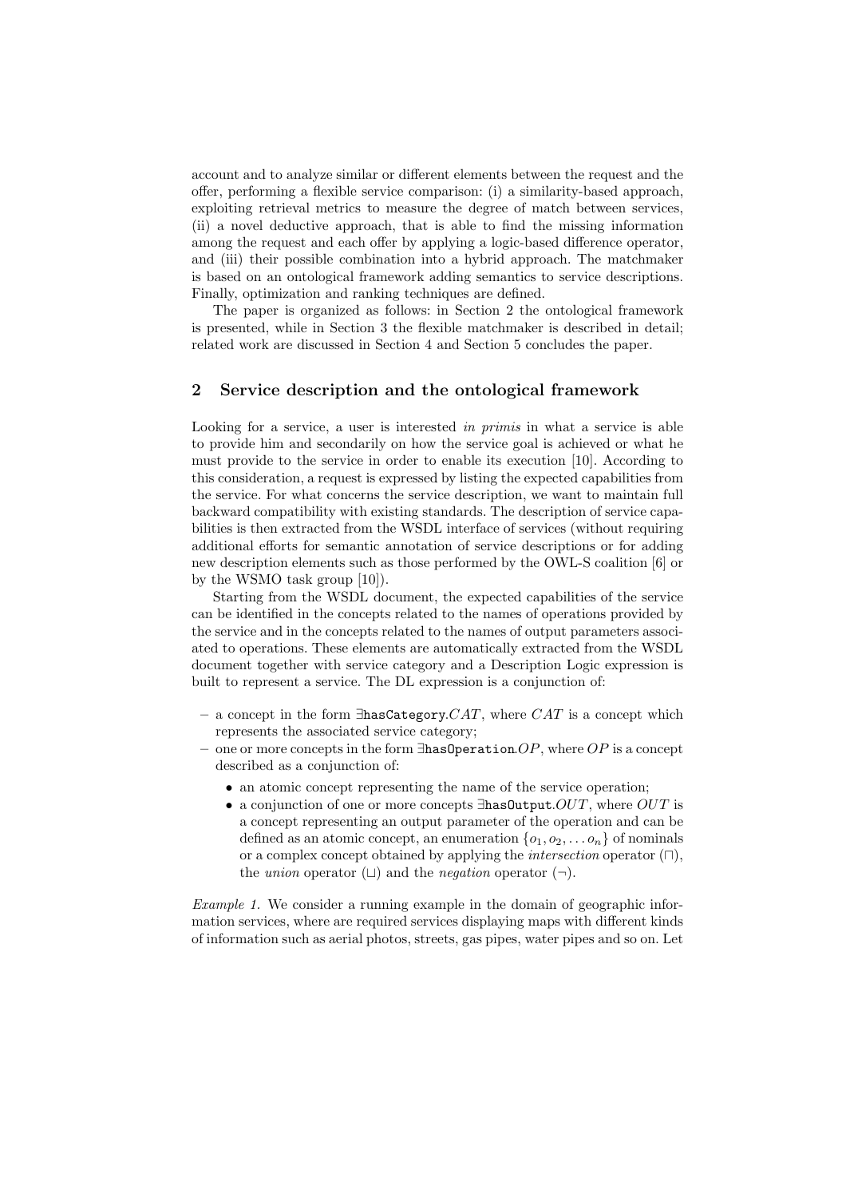account and to analyze similar or different elements between the request and the offer, performing a flexible service comparison: (i) a similarity-based approach, exploiting retrieval metrics to measure the degree of match between services, (ii) a novel deductive approach, that is able to find the missing information among the request and each offer by applying a logic-based difference operator, and (iii) their possible combination into a hybrid approach. The matchmaker is based on an ontological framework adding semantics to service descriptions. Finally, optimization and ranking techniques are defined.

The paper is organized as follows: in Section 2 the ontological framework is presented, while in Section 3 the flexible matchmaker is described in detail; related work are discussed in Section 4 and Section 5 concludes the paper.

## 2 Service description and the ontological framework

Looking for a service, a user is interested *in primis* in what a service is able to provide him and secondarily on how the service goal is achieved or what he must provide to the service in order to enable its execution [10]. According to this consideration, a request is expressed by listing the expected capabilities from the service. For what concerns the service description, we want to maintain full backward compatibility with existing standards. The description of service capabilities is then extracted from the WSDL interface of services (without requiring additional efforts for semantic annotation of service descriptions or for adding new description elements such as those performed by the OWL-S coalition [6] or by the WSMO task group [10]).

Starting from the WSDL document, the expected capabilities of the service can be identified in the concepts related to the names of operations provided by the service and in the concepts related to the names of output parameters associated to operations. These elements are automatically extracted from the WSDL document together with service category and a Description Logic expression is built to represent a service. The DL expression is a conjunction of:

- a concept in the form $\exists \texttt{hasCategory}.CAT$, where $CAT$ is a concept which represents the associated service category;
- one or more concepts in the form $\exists \texttt{hasOperation}.OP$, where $OP$ is a concept described as a conjunction of:
  - an atomic concept representing the name of the service operation;
  - a conjunction of one or more concepts $\exists \texttt{hasOutput}.OUT$, where $OUT$ is a concept representing an output parameter of the operation and can be defined as an atomic concept, an enumeration $\{o_1, o_2, \ldots o_n\}$ of nominals or a complex concept obtained by applying the *intersection* operator ($\sqcap$), the *union* operator ($\sqcup$) and the *negation* operator ($\neg$).

*Example 1.* We consider a running example in the domain of geographic information services, where are required services displaying maps with different kinds of information such as aerial photos, streets, gas pipes, water pipes and so on. Let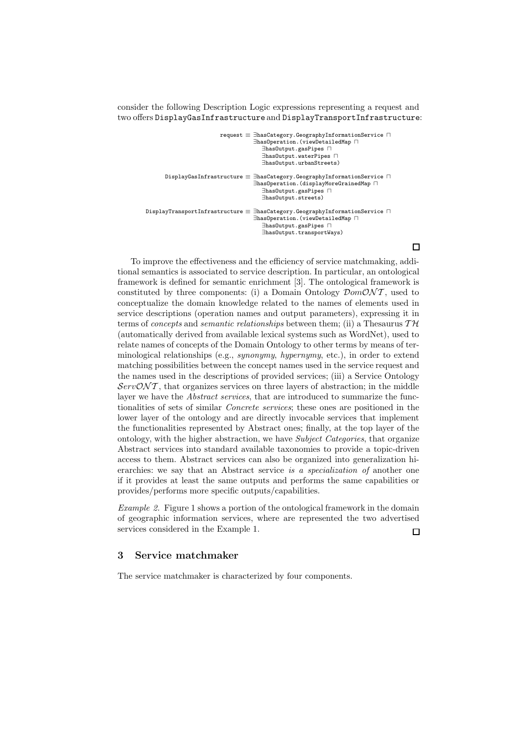consider the following Description Logic expressions representing a request and two offers `DisplayGasInfrastructure` and `DisplayTransportInfrastructure`:

```
                       request ≡ ∃hasCategory.GeographyInformationService ⊓
                                 ∃hasOperation.(viewDetailedMap ⊓
                                    ∃hasOutput.gasPipes ⊓
                                    ∃hasOutput.waterPipes ⊓
                                    ∃hasOutput.urbanStreets)

      DisplayGasInfrastructure ≡ ∃hasCategory.GeographyInformationService ⊓
                                 ∃hasOperation.(displayMoreGrainedMap ⊓
                                    ∃hasOutput.gasPipes ⊓
                                    ∃hasOutput.streets)

DisplayTransportInfrastructure ≡ ∃hasCategory.GeographyInformationService ⊓
                                 ∃hasOperation.(viewDetailedMap ⊓
                                    ∃hasOutput.gasPipes ⊓
                                    ∃hasOutput.transportWays)
```

□

To improve the effectiveness and the efficiency of service matchmaking, additional semantics is associated to service description. In particular, an ontological framework is defined for semantic enrichment [3]. The ontological framework is constituted by three components: (i) a Domain Ontology $\mathcal{D}om\mathcal{ONT}$, used to conceptualize the domain knowledge related to the names of elements used in service descriptions (operation names and output parameters), expressing it in terms of *concepts* and *semantic relationships* between them; (ii) a Thesaurus $\mathcal{TH}$ (automatically derived from available lexical systems such as WordNet), used to relate names of concepts of the Domain Ontology to other terms by means of terminological relationships (e.g., *synonymy*, *hypernymy*, etc.), in order to extend matching possibilities between the concept names used in the service request and the names used in the descriptions of provided services; (iii) a Service Ontology $\mathcal{S}erv\mathcal{ONT}$, that organizes services on three layers of abstraction; in the middle layer we have the *Abstract services*, that are introduced to summarize the functionalities of sets of similar *Concrete services*; these ones are positioned in the lower layer of the ontology and are directly invocable services that implement the functionalities represented by Abstract ones; finally, at the top layer of the ontology, with the higher abstraction, we have *Subject Categories*, that organize Abstract services into standard available taxonomies to provide a topic-driven access to them. Abstract services can also be organized into generalization hierarchies: we say that an Abstract service *is a specialization of* another one if it provides at least the same outputs and performs the same capabilities or provides/performs more specific outputs/capabilities.

*Example 2.* Figure 1 shows a portion of the ontological framework in the domain of geographic information services, where are represented the two advertised services considered in the Example 1. □

## 3 Service matchmaker

The service matchmaker is characterized by four components.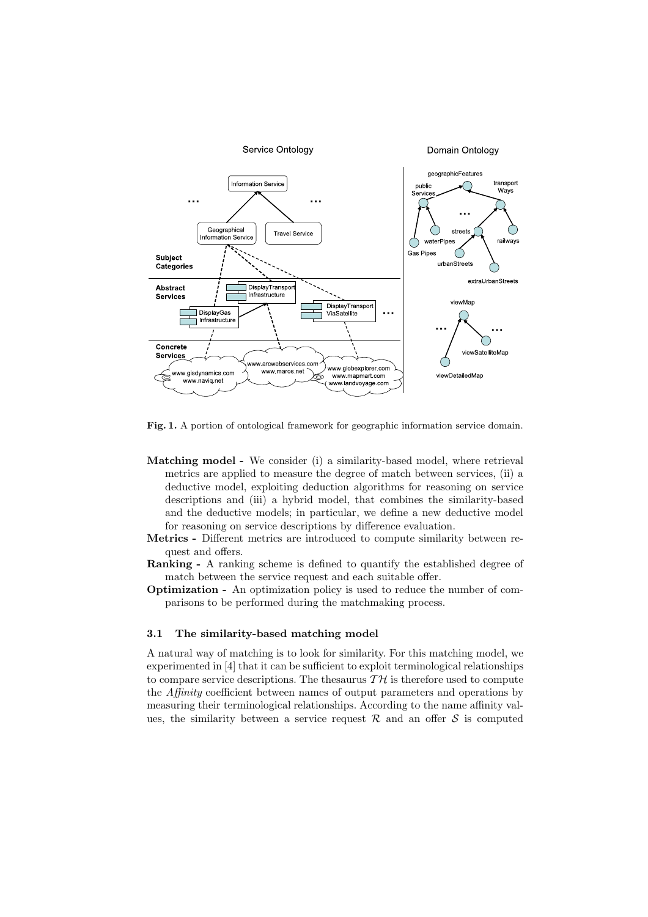**Fig. 1.** A portion of ontological framework for geographic information service domain.

**Matching model -** We consider (i) a similarity-based model, where retrieval metrics are applied to measure the degree of match between services, (ii) a deductive model, exploiting deduction algorithms for reasoning on service descriptions and (iii) a hybrid model, that combines the similarity-based and the deductive models; in particular, we define a new deductive model for reasoning on service descriptions by difference evaluation.

**Metrics -** Different metrics are introduced to compute similarity between request and offers.

**Ranking -** A ranking scheme is defined to quantify the established degree of match between the service request and each suitable offer.

**Optimization -** An optimization policy is used to reduce the number of comparisons to be performed during the matchmaking process.

### 3.1 The similarity-based matching model

A natural way of matching is to look for similarity. For this matching model, we experimented in [4] that it can be sufficient to exploit terminological relationships to compare service descriptions. The thesaurus $\mathcal{TH}$ is therefore used to compute the *Affinity* coefficient between names of output parameters and operations by measuring their terminological relationships. According to the name affinity values, the similarity between a service request $\mathcal{R}$ and an offer $\mathcal{S}$ is computed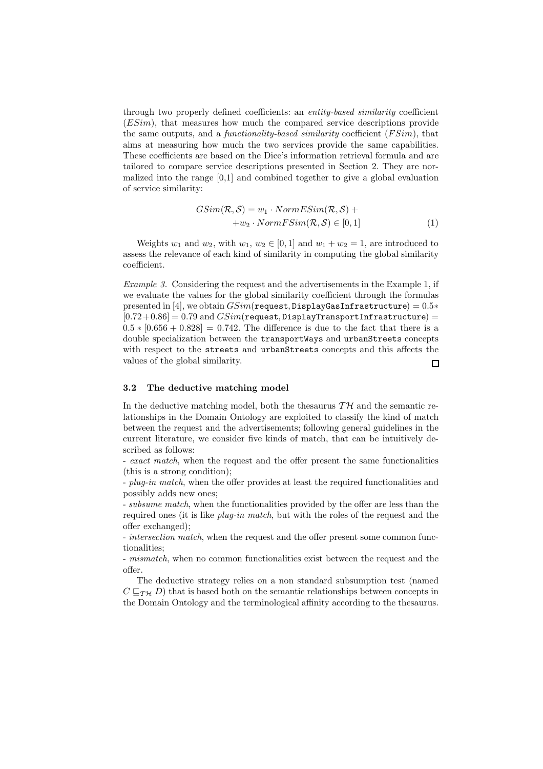through two properly defined coefficients: an *entity-based similarity* coefficient ($ESim$), that measures how much the compared service descriptions provide the same outputs, and a *functionality-based similarity* coefficient ($FSim$), that aims at measuring how much the two services provide the same capabilities. These coefficients are based on the Dice's information retrieval formula and are tailored to compare service descriptions presented in Section 2. They are normalized into the range [0,1] and combined together to give a global evaluation of service similarity:

$$GSim(\mathcal{R}, \mathcal{S}) = w_1 \cdot NormESim(\mathcal{R}, \mathcal{S}) + \\ + w_2 \cdot NormFSim(\mathcal{R}, \mathcal{S}) \in [0, 1] \quad (1)$$

Weights $w_1$ and $w_2$, with $w_1$, $w_2 \in [0, 1]$ and $w_1 + w_2 = 1$, are introduced to assess the relevance of each kind of similarity in computing the global similarity coefficient.

*Example 3.* Considering the request and the advertisements in the Example 1, if we evaluate the values for the global similarity coefficient through the formulas presented in [4], we obtain $GSim(\texttt{request}, \texttt{DisplayGasInfrastructure}) = 0.5 * [0.72 + 0.86] = 0.79$ and $GSim(\texttt{request}, \texttt{DisplayTransportInfrastructure}) = 0.5 * [0.656 + 0.828] = 0.742$. The difference is due to the fact that there is a double specialization between the `transportWays` and `urbanStreets` concepts with respect to the `streets` and `urbanStreets` concepts and this affects the values of the global similarity. □

### 3.2 The deductive matching model

In the deductive matching model, both the thesaurus $\mathcal{TH}$ and the semantic relationships in the Domain Ontology are exploited to classify the kind of match between the request and the advertisements; following general guidelines in the current literature, we consider five kinds of match, that can be intuitively described as follows:

- *exact match*, when the request and the offer present the same functionalities (this is a strong condition);
- *plug-in match*, when the offer provides at least the required functionalities and possibly adds new ones;
- *subsume match*, when the functionalities provided by the offer are less than the required ones (it is like *plug-in match*, but with the roles of the request and the offer exchanged);
- *intersection match*, when the request and the offer present some common functionalities;
- *mismatch*, when no common functionalities exist between the request and the offer.

The deductive strategy relies on a non standard subsumption test (named $C \sqsubseteq_{\mathcal{TH}} D$) that is based both on the semantic relationships between concepts in the Domain Ontology and the terminological affinity according to the thesaurus.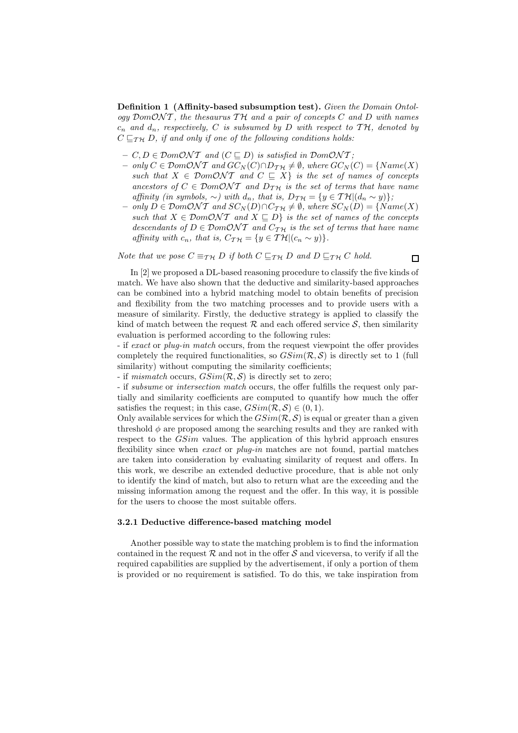**Definition 1 (Affinity-based subsumption test).** *Given the Domain Ontology $\mathcal{D}om\mathcal{ONT}$, the thesaurus $\mathcal{TH}$ and a pair of concepts $C$ and $D$ with names $c_n$ and $d_n$, respectively, $C$ is subsumed by $D$ with respect to $\mathcal{TH}$, denoted by $C \sqsubseteq_{\mathcal{TH}} D$, if and only if one of the following conditions holds:*

- *$C, D \in \mathcal{D}om\mathcal{ONT}$ and $(C \sqsubseteq D)$ is satisfied in $\mathcal{D}om\mathcal{ONT}$;*
- *only $C \in \mathcal{D}om\mathcal{ONT}$ and $GC_N(C) \cap D_{\mathcal{TH}} \neq \emptyset$, where $GC_N(C) = \{Name(X)$ such that $X \in \mathcal{D}om\mathcal{ONT}$ and $C \sqsubseteq X\}$ is the set of names of concepts ancestors of $C \in \mathcal{D}om\mathcal{ONT}$ and $D_{\mathcal{TH}}$ is the set of terms that have name affinity (in symbols, $\sim$) with $d_n$, that is, $D_{\mathcal{TH}} = \{y \in \mathcal{TH} | (d_n \sim y)\}$;*
- *only $D \in \mathcal{D}om\mathcal{ONT}$ and $SC_N(D) \cap C_{\mathcal{TH}} \neq \emptyset$, where $SC_N(D) = \{Name(X)$ such that $X \in \mathcal{D}om\mathcal{ONT}$ and $X \sqsubseteq D\}$ is the set of names of the concepts descendants of $D \in \mathcal{D}om\mathcal{ONT}$ and $C_{\mathcal{TH}}$ is the set of terms that have name affinity with $c_n$, that is, $C_{\mathcal{TH}} = \{y \in \mathcal{TH} | (c_n \sim y)\}$.*

*Note that we pose $C \equiv_{\mathcal{TH}} D$ if both $C \sqsubseteq_{\mathcal{TH}} D$ and $D \sqsubseteq_{\mathcal{TH}} C$ hold.* □

In [2] we proposed a DL-based reasoning procedure to classify the five kinds of match. We have also shown that the deductive and similarity-based approaches can be combined into a hybrid matching model to obtain benefits of precision and flexibility from the two matching processes and to provide users with a measure of similarity. Firstly, the deductive strategy is applied to classify the kind of match between the request $\mathcal{R}$ and each offered service $\mathcal{S}$, then similarity evaluation is performed according to the following rules:

- if *exact* or *plug-in match* occurs, from the request viewpoint the offer provides completely the required functionalities, so $GSim(\mathcal{R}, \mathcal{S})$ is directly set to 1 (full similarity) without computing the similarity coefficients;
- if *mismatch* occurs, $GSim(\mathcal{R}, \mathcal{S})$ is directly set to zero;
- if *subsume* or *intersection match* occurs, the offer fulfills the request only partially and similarity coefficients are computed to quantify how much the offer satisfies the request; in this case, $GSim(\mathcal{R}, \mathcal{S}) \in (0, 1)$.

Only available services for which the $GSim(\mathcal{R}, \mathcal{S})$ is equal or greater than a given threshold $\phi$ are proposed among the searching results and they are ranked with respect to the $GSim$ values. The application of this hybrid approach ensures flexibility since when *exact* or *plug-in* matches are not found, partial matches are taken into consideration by evaluating similarity of request and offers. In this work, we describe an extended deductive procedure, that is able not only to identify the kind of match, but also to return what are the exceeding and the missing information among the request and the offer. In this way, it is possible for the users to choose the most suitable offers.

#### 3.2.1 Deductive difference-based matching model

Another possible way to state the matching problem is to find the information contained in the request $\mathcal{R}$ and not in the offer $\mathcal{S}$ and viceversa, to verify if all the required capabilities are supplied by the advertisement, if only a portion of them is provided or no requirement is satisfied. To do this, we take inspiration from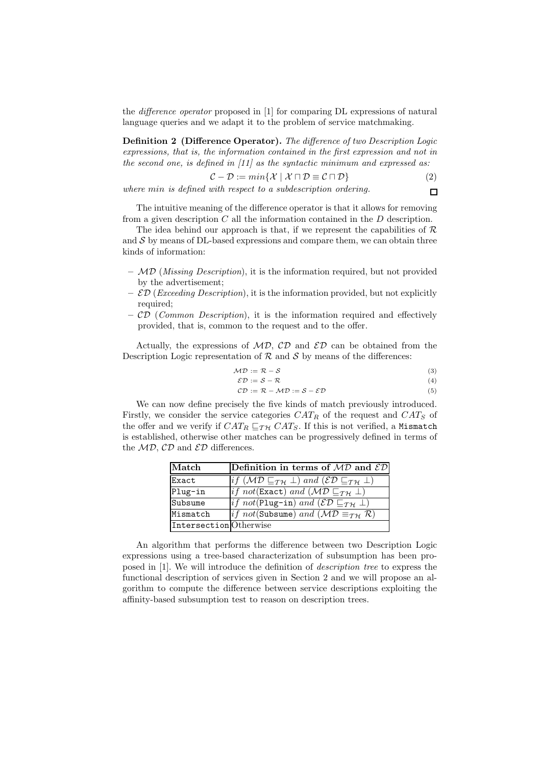the *difference operator* proposed in [1] for comparing DL expressions of natural language queries and we adapt it to the problem of service matchmaking.

**Definition 2 (Difference Operator).** *The difference of two Description Logic expressions, that is, the information contained in the first expression and not in the second one, is defined in [11] as the syntactic minimum and expressed as:*

$$\mathcal{C} - \mathcal{D} := min\{\mathcal{X} \mid \mathcal{X} \sqcap \mathcal{D} \equiv \mathcal{C} \sqcap \mathcal{D}\} \tag{2}$$

*where min is defined with respect to a subdescription ordering.* □

The intuitive meaning of the difference operator is that it allows for removing from a given description $C$ all the information contained in the $D$ description.

The idea behind our approach is that, if we represent the capabilities of $\mathcal{R}$ and $\mathcal{S}$ by means of DL-based expressions and compare them, we can obtain three kinds of information:

- $\mathcal{MD}$ (*Missing Description*), it is the information required, but not provided by the advertisement;
- $\mathcal{ED}$ (*Exceeding Description*), it is the information provided, but not explicitly required;
- $\mathcal{CD}$ (*Common Description*), it is the information required and effectively provided, that is, common to the request and to the offer.

Actually, the expressions of $\mathcal{MD}$, $\mathcal{CD}$ and $\mathcal{ED}$ can be obtained from the Description Logic representation of $\mathcal{R}$ and $\mathcal{S}$ by means of the differences:

$$\mathcal{MD} := \mathcal{R} - \mathcal{S} \tag{3}$$

$$\mathcal{ED} := \mathcal{S} - \mathcal{R} \tag{4}$$

$$\mathcal{CD} := \mathcal{R} - \mathcal{MD} := \mathcal{S} - \mathcal{ED} \tag{5}$$

We can now define precisely the five kinds of match previously introduced. Firstly, we consider the service categories $CAT_R$ of the request and $CAT_S$ of the offer and we verify if $CAT_R \sqsubseteq_{\mathcal{TH}} CAT_S$. If this is not verified, a `Mismatch` is established, otherwise other matches can be progressively defined in terms of the $\mathcal{MD}$, $\mathcal{CD}$ and $\mathcal{ED}$ differences.

| Match | Definition in terms of $\mathcal{MD}$ and $\mathcal{ED}$ |
|---|---|
| `Exact` | *if* $(\mathcal{MD} \sqsubseteq_{\mathcal{TH}} \bot)$ *and* $(\mathcal{ED} \sqsubseteq_{\mathcal{TH}} \bot)$ |
| `Plug-in` | *if not*(`Exact`) *and* $(\mathcal{MD} \sqsubseteq_{\mathcal{TH}} \bot)$ |
| `Subsume` | *if not*(`Plug-in`) *and* $(\mathcal{ED} \sqsubseteq_{\mathcal{TH}} \bot)$ |
| `Mismatch` | *if not*(`Subsume`) *and* $(\mathcal{MD} \equiv_{\mathcal{TH}} \mathcal{R})$ |
| `Intersection` | Otherwise |

An algorithm that performs the difference between two Description Logic expressions using a tree-based characterization of subsumption has been proposed in [1]. We will introduce the definition of *description tree* to express the functional description of services given in Section 2 and we will propose an algorithm to compute the difference between service descriptions exploiting the affinity-based subsumption test to reason on description trees.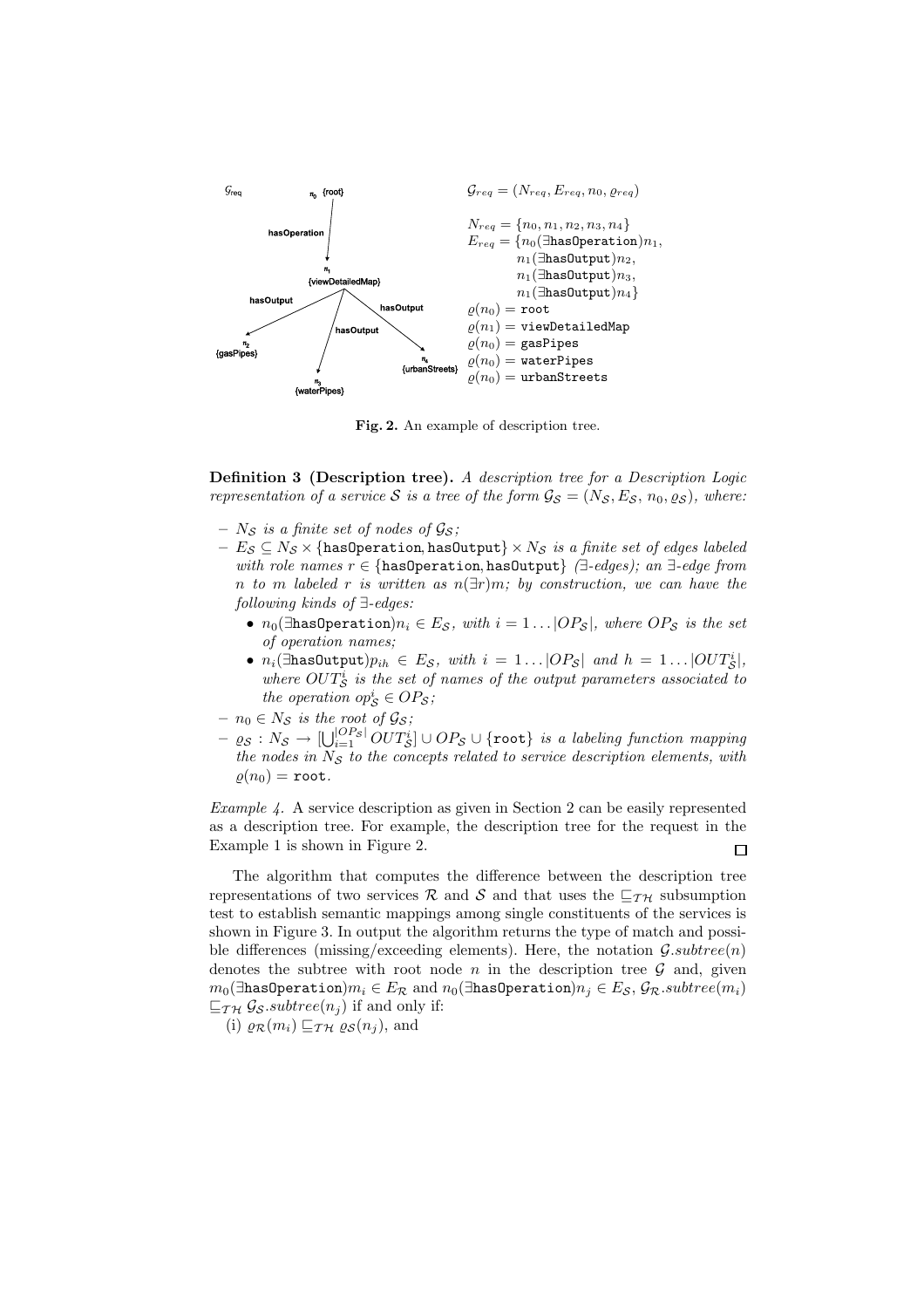$\mathcal{G}_{req}$

$n_0$ {root}

hasOperation

$n_1$ {viewDetailedMap}

hasOutput hasOutput hasOutput

$n_2$ {gasPipes} $n_3$ {waterPipes} $n_4$ {urbanStreets}

$\mathcal{G}_{req} = (N_{req}, E_{req}, n_0, \varrho_{req})$

$N_{req} = \{n_0, n_1, n_2, n_3, n_4\}$
$E_{req} = \{n_0(\exists\texttt{hasOperation})n_1,$
$n_1(\exists\texttt{hasOutput})n_2,$
$n_1(\exists\texttt{hasOutput})n_3,$
$n_1(\exists\texttt{hasOutput})n_4\}$
$\varrho(n_0) = \texttt{root}$
$\varrho(n_1) = \texttt{viewDetailedMap}$
$\varrho(n_0) = \texttt{gasPipes}$
$\varrho(n_0) = \texttt{waterPipes}$
$\varrho(n_0) = \texttt{urbanStreets}$

**Fig. 2.** An example of description tree.

**Definition 3 (Description tree).** *A description tree for a Description Logic representation of a service $\mathcal{S}$ is a tree of the form $\mathcal{G}_{\mathcal{S}} = (N_{\mathcal{S}}, E_{\mathcal{S}}, n_0, \varrho_{\mathcal{S}})$, where:*

- *$N_{\mathcal{S}}$ is a finite set of nodes of $\mathcal{G}_{\mathcal{S}}$;*
- *$E_{\mathcal{S}} \subseteq N_{\mathcal{S}} \times \{\texttt{hasOperation}, \texttt{hasOutput}\} \times N_{\mathcal{S}}$ is a finite set of edges labeled with role names $r \in \{\texttt{hasOperation}, \texttt{hasOutput}\}$ ($\exists$-edges); an $\exists$-edge from $n$ to $m$ labeled $r$ is written as $n(\exists r)m$; by construction, we can have the following kinds of $\exists$-edges:*
  - *$n_0(\exists\texttt{hasOperation})n_i \in E_{\mathcal{S}}$, with $i = 1 \dots |OP_{\mathcal{S}}|$, where $OP_{\mathcal{S}}$ is the set of operation names;*
  - *$n_i(\exists\texttt{hasOutput})p_{ih} \in E_{\mathcal{S}}$, with $i = 1 \dots |OP_{\mathcal{S}}|$ and $h = 1 \dots |OUT^i_{\mathcal{S}}|$, where $OUT^i_{\mathcal{S}}$ is the set of names of the output parameters associated to the operation $op^i_{\mathcal{S}} \in OP_{\mathcal{S}}$;*
- *$n_0 \in N_{\mathcal{S}}$ is the root of $\mathcal{G}_{\mathcal{S}}$;*
- *$\varrho_{\mathcal{S}} : N_{\mathcal{S}} \rightarrow [\bigcup_{i=1}^{|OP_{\mathcal{S}}|} OUT^i_{\mathcal{S}}] \cup OP_{\mathcal{S}} \cup \{\texttt{root}\}$ is a labeling function mapping the nodes in $N_{\mathcal{S}}$ to the concepts related to service description elements, with $\varrho(n_0) = \texttt{root}$.*

*Example 4.* A service description as given in Section 2 can be easily represented as a description tree. For example, the description tree for the request in the Example 1 is shown in Figure 2. □

The algorithm that computes the difference between the description tree representations of two services $\mathcal{R}$ and $\mathcal{S}$ and that uses the $\sqsubseteq_{\mathcal{TH}}$ subsumption test to establish semantic mappings among single constituents of the services is shown in Figure 3. In output the algorithm returns the type of match and possible differences (missing/exceeding elements). Here, the notation $\mathcal{G}.subtree(n)$ denotes the subtree with root node $n$ in the description tree $\mathcal{G}$ and, given $m_0(\exists\texttt{hasOperation})m_i \in E_{\mathcal{R}}$ and $n_0(\exists\texttt{hasOperation})n_j \in E_{\mathcal{S}}$, $\mathcal{G}_{\mathcal{R}}.subtree(m_i) \sqsubseteq_{\mathcal{TH}} \mathcal{G}_{\mathcal{S}}.subtree(n_j)$ if and only if:
(i) $\varrho_{\mathcal{R}}(m_i) \sqsubseteq_{\mathcal{TH}} \varrho_{\mathcal{S}}(n_j)$, and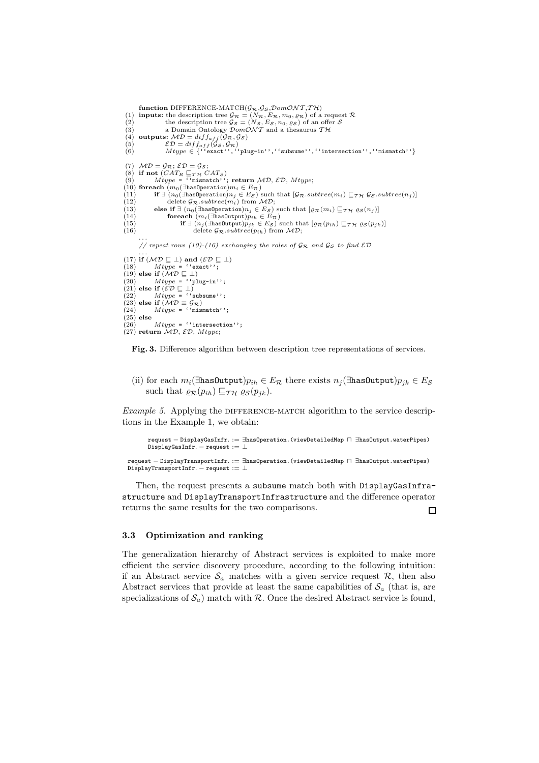```
function DIFFERENCE-MATCH(G_R, G_S, DomONT, TH)
(1)  inputs: the description tree G_R = (N_R, E_R, m_0, ϱ_R) of a request R
(2)          the description tree G_S = (N_S, E_S, n_0, ϱ_S) of an offer S
(3)          a Domain Ontology DomONT and a thesaurus TH
(4)  outputs: MD = diff_aff(G_R, G_S)
(5)           ED = diff_aff(G_S, G_R)
(6)           Mtype ∈ {''exact'',''plug-in'',''subsume'',''intersection'',''mismatch''}

(7)  MD = G_R; ED = G_S;
(8)  if not (CAT_R ⊑_TH CAT_S)
(9)       Mtype = ''mismatch''; return MD, ED, Mtype;
(10) foreach (m_0(∃hasOperation)m_i ∈ E_R)
(11)      if ∃ (n_0(∃hasOperation)n_j ∈ E_S) such that [G_R.subtree(m_i) ⊑_TH G_S.subtree(n_j)]
(12)           delete G_R.subtree(m_i) from MD;
(13)      else if ∃ (n_0(∃hasOperation)n_j ∈ E_S) such that [ϱ_R(m_i) ⊑_TH ϱ_S(n_j)]
(14)           foreach (m_i(∃hasOutput)p_ih ∈ E_R)
(15)                if ∃ (n_j(∃hasOutput)p_jk ∈ E_S) such that [ϱ_R(p_ih) ⊑_TH ϱ_S(p_jk)]
(16)                     delete G_R.subtree(p_ih) from MD;
     ...
     // repeat rows (10)-(16) exchanging the roles of G_R and G_S to find ED
     ...
(17) if (MD ⊑ ⊥) and (ED ⊑ ⊥)
(18)      Mtype = ''exact'';
(19) else if (MD ⊑ ⊥)
(20)      Mtype = ''plug-in'';
(21) else if (ED ⊑ ⊥)
(22)      Mtype = ''subsume'';
(23) else if (MD ≡ G_R)
(24)      Mtype = ''mismatch'';
(25) else
(26)      Mtype = ''intersection'';
(27) return MD, ED, Mtype;
```

**Fig. 3.** Difference algorithm between description tree representations of services.

(ii) for each $m_i(\exists\texttt{hasOutput})p_{ih} \in E_\mathcal{R}$ there exists $n_j(\exists\texttt{hasOutput})p_{jk} \in E_\mathcal{S}$ such that $\varrho_\mathcal{R}(p_{ih}) \sqsubseteq_{\mathcal{TH}} \varrho_\mathcal{S}(p_{jk})$.

*Example 5.* Applying the DIFFERENCE-MATCH algorithm to the service descriptions in the Example 1, we obtain:

$$\texttt{request} - \texttt{DisplayGasInfr.} := \exists\texttt{hasOperation.}(\texttt{viewDetailedMap} \sqcap \exists\texttt{hasOutput.waterPipes})$$
$$\texttt{DisplayGasInfr.} - \texttt{request} := \bot$$

$$\texttt{request} - \texttt{DisplayTransportInfr.} := \exists\texttt{hasOperation.}(\texttt{viewDetailedMap} \sqcap \exists\texttt{hasOutput.waterPipes})$$
$$\texttt{DisplayTransportInfr.} - \texttt{request} := \bot$$

Then, the request presents a `subsume` match both with `DisplayGasInfrastructure` and `DisplayTransportInfrastructure` and the difference operator returns the same results for the two comparisons. □

### 3.3 Optimization and ranking

The generalization hierarchy of Abstract services is exploited to make more efficient the service discovery procedure, according to the following intuition: if an Abstract service $\mathcal{S}_a$ matches with a given service request $\mathcal{R}$, then also Abstract services that provide at least the same capabilities of $\mathcal{S}_a$ (that is, are specializations of $\mathcal{S}_a$) match with $\mathcal{R}$. Once the desired Abstract service is found,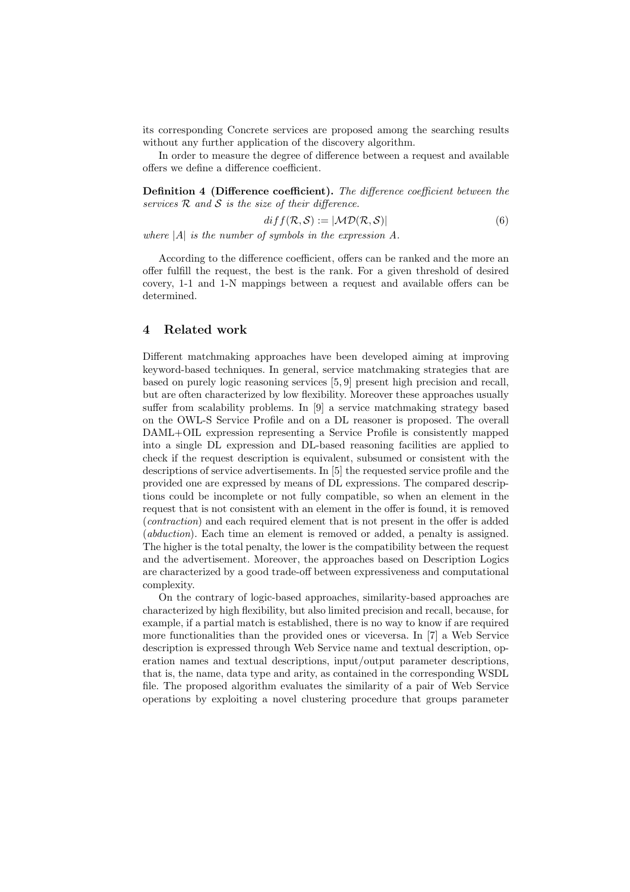its corresponding Concrete services are proposed among the searching results without any further application of the discovery algorithm.

In order to measure the degree of difference between a request and available offers we define a difference coefficient.

**Definition 4 (Difference coefficient).** *The difference coefficient between the services $\mathcal{R}$ and $\mathcal{S}$ is the size of their difference.*

$$diff(\mathcal{R}, \mathcal{S}) := |\mathcal{MD}(\mathcal{R}, \mathcal{S})| \tag{6}$$

*where $|A|$ is the number of symbols in the expression A.*

According to the difference coefficient, offers can be ranked and the more an offer fulfill the request, the best is the rank. For a given threshold of desired covery, 1-1 and 1-N mappings between a request and available offers can be determined.

## 4 Related work

Different matchmaking approaches have been developed aiming at improving keyword-based techniques. In general, service matchmaking strategies that are based on purely logic reasoning services [5, 9] present high precision and recall, but are often characterized by low flexibility. Moreover these approaches usually suffer from scalability problems. In [9] a service matchmaking strategy based on the OWL-S Service Profile and on a DL reasoner is proposed. The overall DAML+OIL expression representing a Service Profile is consistently mapped into a single DL expression and DL-based reasoning facilities are applied to check if the request description is equivalent, subsumed or consistent with the descriptions of service advertisements. In [5] the requested service profile and the provided one are expressed by means of DL expressions. The compared descriptions could be incomplete or not fully compatible, so when an element in the request that is not consistent with an element in the offer is found, it is removed (*contraction*) and each required element that is not present in the offer is added (*abduction*). Each time an element is removed or added, a penalty is assigned. The higher is the total penalty, the lower is the compatibility between the request and the advertisement. Moreover, the approaches based on Description Logics are characterized by a good trade-off between expressiveness and computational complexity.

On the contrary of logic-based approaches, similarity-based approaches are characterized by high flexibility, but also limited precision and recall, because, for example, if a partial match is established, there is no way to know if are required more functionalities than the provided ones or viceversa. In [7] a Web Service description is expressed through Web Service name and textual description, operation names and textual descriptions, input/output parameter descriptions, that is, the name, data type and arity, as contained in the corresponding WSDL file. The proposed algorithm evaluates the similarity of a pair of Web Service operations by exploiting a novel clustering procedure that groups parameter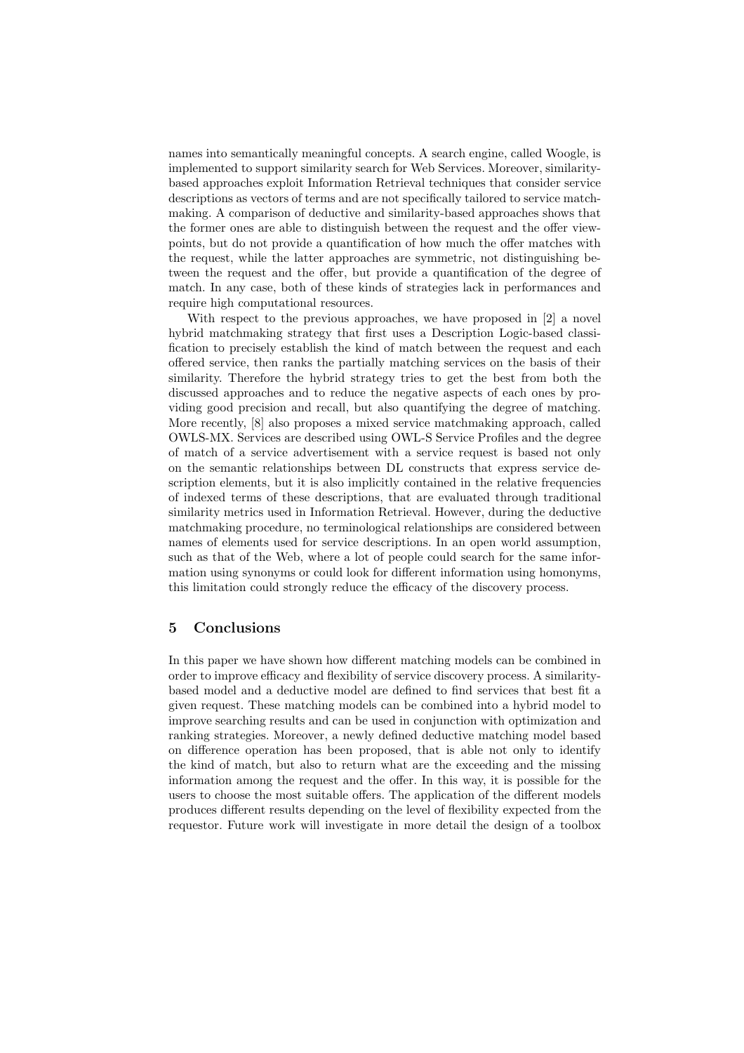names into semantically meaningful concepts. A search engine, called Woogle, is implemented to support similarity search for Web Services. Moreover, similarity-based approaches exploit Information Retrieval techniques that consider service descriptions as vectors of terms and are not specifically tailored to service matchmaking. A comparison of deductive and similarity-based approaches shows that the former ones are able to distinguish between the request and the offer viewpoints, but do not provide a quantification of how much the offer matches with the request, while the latter approaches are symmetric, not distinguishing between the request and the offer, but provide a quantification of the degree of match. In any case, both of these kinds of strategies lack in performances and require high computational resources.

With respect to the previous approaches, we have proposed in [2] a novel hybrid matchmaking strategy that first uses a Description Logic-based classification to precisely establish the kind of match between the request and each offered service, then ranks the partially matching services on the basis of their similarity. Therefore the hybrid strategy tries to get the best from both the discussed approaches and to reduce the negative aspects of each ones by providing good precision and recall, but also quantifying the degree of matching. More recently, [8] also proposes a mixed service matchmaking approach, called OWLS-MX. Services are described using OWL-S Service Profiles and the degree of match of a service advertisement with a service request is based not only on the semantic relationships between DL constructs that express service description elements, but it is also implicitly contained in the relative frequencies of indexed terms of these descriptions, that are evaluated through traditional similarity metrics used in Information Retrieval. However, during the deductive matchmaking procedure, no terminological relationships are considered between names of elements used for service descriptions. In an open world assumption, such as that of the Web, where a lot of people could search for the same information using synonyms or could look for different information using homonyms, this limitation could strongly reduce the efficacy of the discovery process.

## 5 Conclusions

In this paper we have shown how different matching models can be combined in order to improve efficacy and flexibility of service discovery process. A similarity-based model and a deductive model are defined to find services that best fit a given request. These matching models can be combined into a hybrid model to improve searching results and can be used in conjunction with optimization and ranking strategies. Moreover, a newly defined deductive matching model based on difference operation has been proposed, that is able not only to identify the kind of match, but also to return what are the exceeding and the missing information among the request and the offer. In this way, it is possible for the users to choose the most suitable offers. The application of the different models produces different results depending on the level of flexibility expected from the requestor. Future work will investigate in more detail the design of a toolbox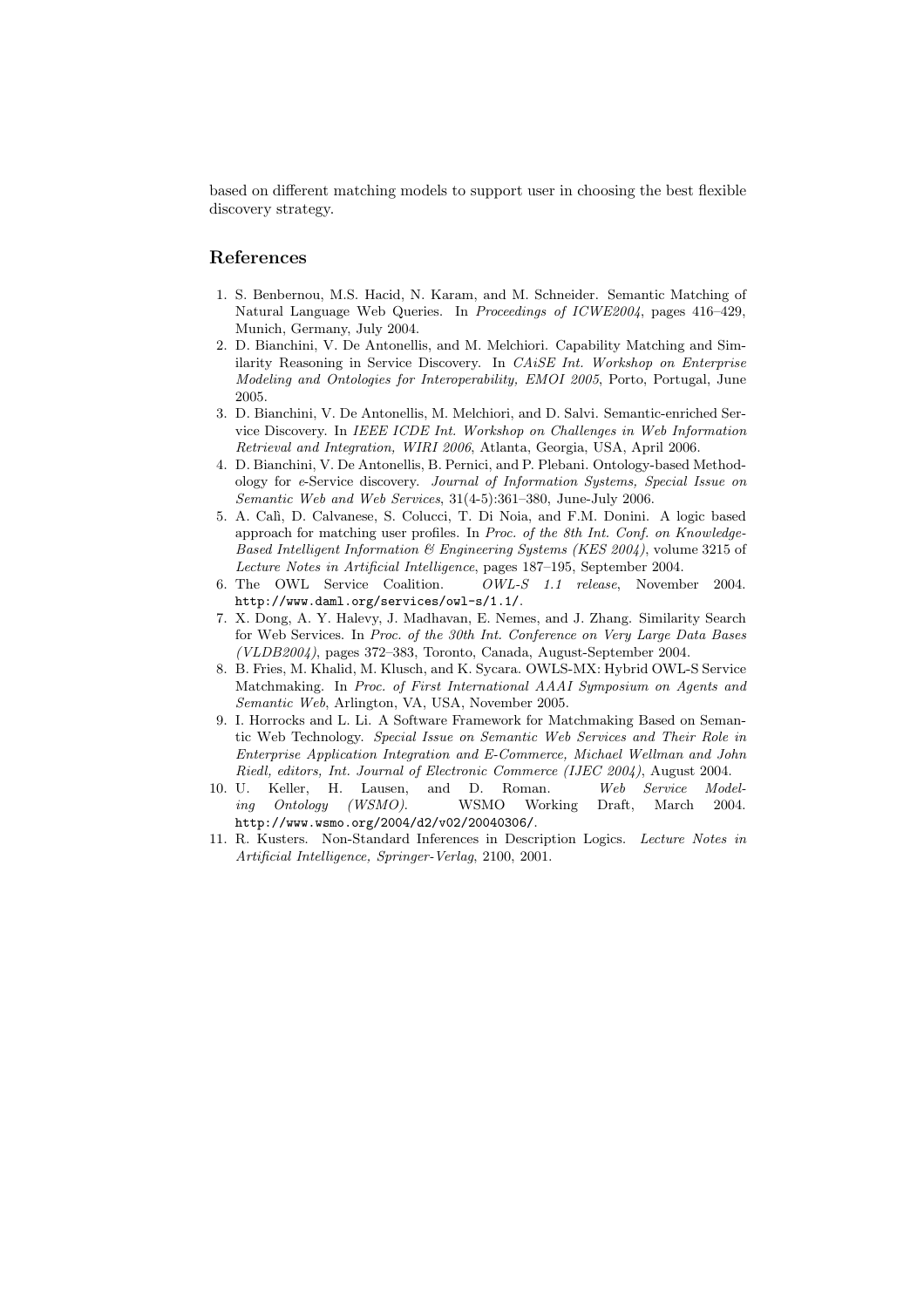based on different matching models to support user in choosing the best flexible discovery strategy.

## References

1. S. Benbernou, M.S. Hacid, N. Karam, and M. Schneider. Semantic Matching of Natural Language Web Queries. In *Proceedings of ICWE2004*, pages 416–429, Munich, Germany, July 2004.
2. D. Bianchini, V. De Antonellis, and M. Melchiori. Capability Matching and Similarity Reasoning in Service Discovery. In *CAiSE Int. Workshop on Enterprise Modeling and Ontologies for Interoperability, EMOI 2005*, Porto, Portugal, June 2005.
3. D. Bianchini, V. De Antonellis, M. Melchiori, and D. Salvi. Semantic-enriched Service Discovery. In *IEEE ICDE Int. Workshop on Challenges in Web Information Retrieval and Integration, WIRI 2006*, Atlanta, Georgia, USA, April 2006.
4. D. Bianchini, V. De Antonellis, B. Pernici, and P. Plebani. Ontology-based Methodology for e-Service discovery. *Journal of Information Systems, Special Issue on Semantic Web and Web Services*, 31(4-5):361–380, June-July 2006.
5. A. Calì, D. Calvanese, S. Colucci, T. Di Noia, and F.M. Donini. A logic based approach for matching user profiles. In *Proc. of the 8th Int. Conf. on Knowledge-Based Intelligent Information & Engineering Systems (KES 2004)*, volume 3215 of *Lecture Notes in Artificial Intelligence*, pages 187–195, September 2004.
6. The OWL Service Coalition. *OWL-S 1.1 release*, November 2004. http://www.daml.org/services/owl-s/1.1/.
7. X. Dong, A. Y. Halevy, J. Madhavan, E. Nemes, and J. Zhang. Similarity Search for Web Services. In *Proc. of the 30th Int. Conference on Very Large Data Bases (VLDB2004)*, pages 372–383, Toronto, Canada, August-September 2004.
8. B. Fries, M. Khalid, M. Klusch, and K. Sycara. OWLS-MX: Hybrid OWL-S Service Matchmaking. In *Proc. of First International AAAI Symposium on Agents and Semantic Web*, Arlington, VA, USA, November 2005.
9. I. Horrocks and L. Li. A Software Framework for Matchmaking Based on Semantic Web Technology. *Special Issue on Semantic Web Services and Their Role in Enterprise Application Integration and E-Commerce, Michael Wellman and John Riedl, editors, Int. Journal of Electronic Commerce (IJEC 2004)*, August 2004.
10. U. Keller, H. Lausen, and D. Roman. *Web Service Modeling Ontology (WSMO).* WSMO Working Draft, March 2004. http://www.wsmo.org/2004/d2/v02/20040306/.
11. R. Kusters. Non-Standard Inferences in Description Logics. *Lecture Notes in Artificial Intelligence, Springer-Verlag*, 2100, 2001.